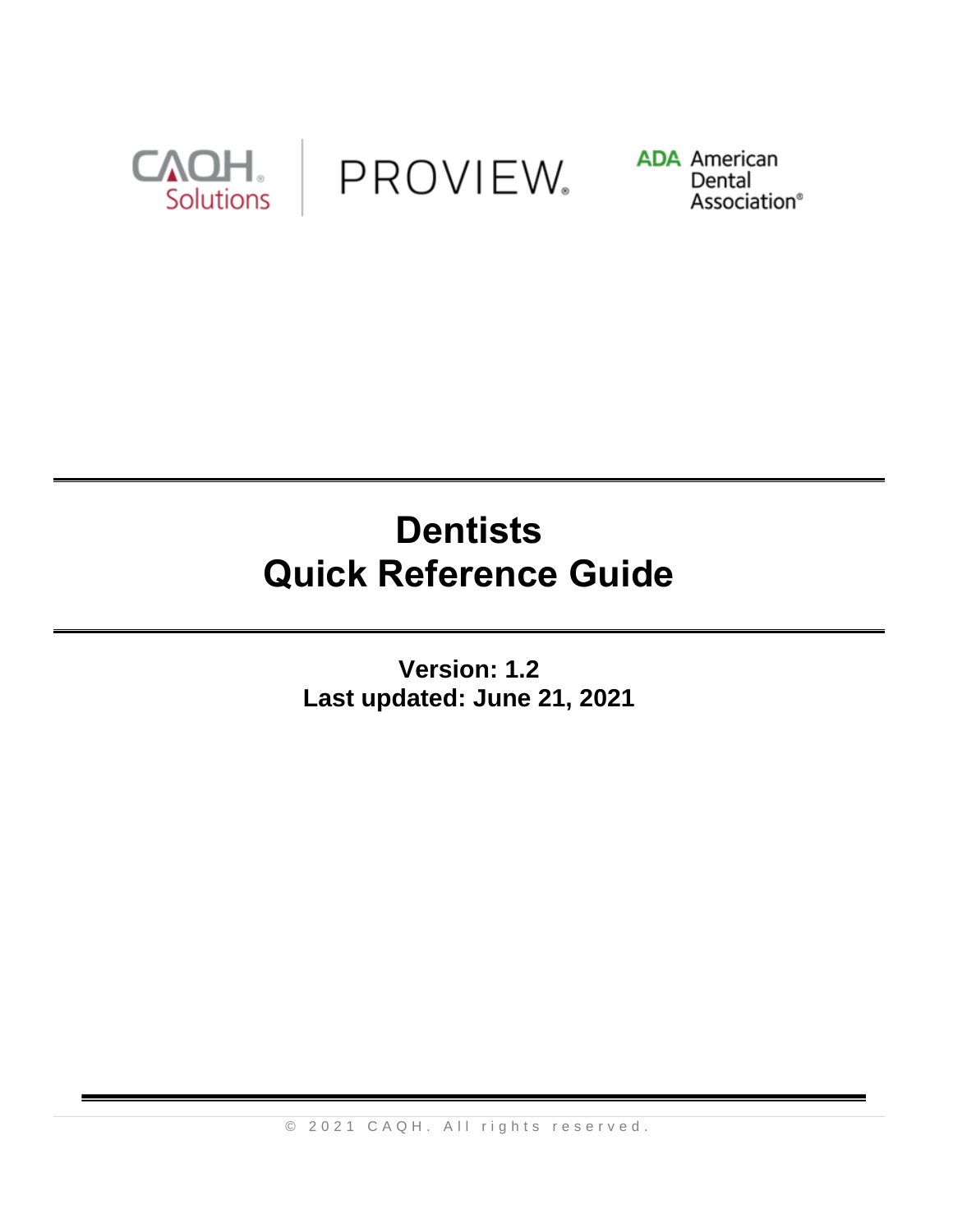CAQH Solutions | PROVIEW | ADA American Dental Association

# Dentists
# Quick Reference Guide

**Version: 1.2**
**Last updated: June 21, 2021**

© 2021 CAQH. All rights reserved.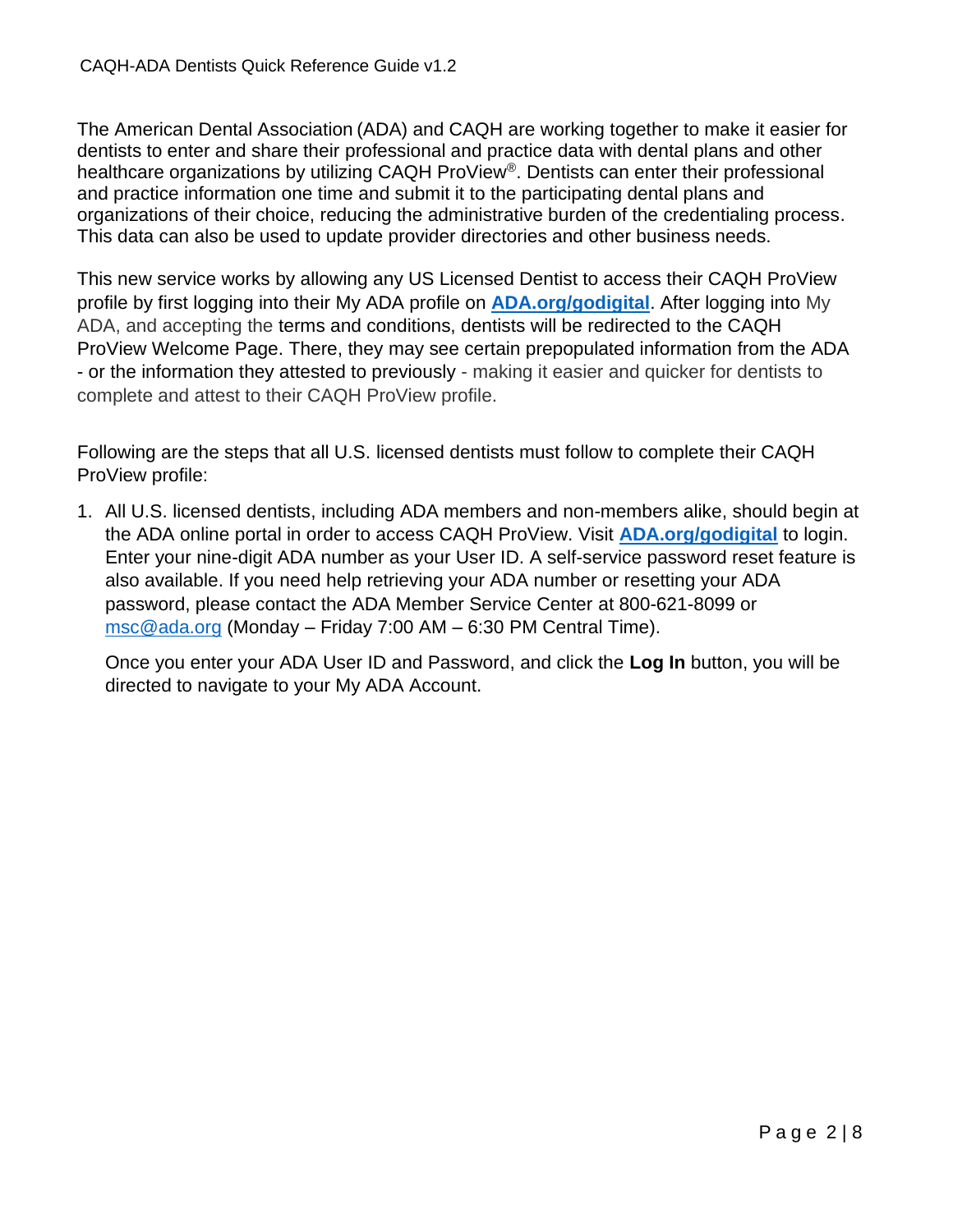The American Dental Association (ADA) and CAQH are working together to make it easier for dentists to enter and share their professional and practice data with dental plans and other healthcare organizations by utilizing CAQH ProView®. Dentists can enter their professional and practice information one time and submit it to the participating dental plans and organizations of their choice, reducing the administrative burden of the credentialing process. This data can also be used to update provider directories and other business needs.

This new service works by allowing any US Licensed Dentist to access their CAQH ProView profile by first logging into their My ADA profile on **[ADA.org/godigital](ADA.org/godigital)**. After logging into My ADA, and accepting the terms and conditions, dentists will be redirected to the CAQH ProView Welcome Page. There, they may see certain prepopulated information from the ADA - or the information they attested to previously - making it easier and quicker for dentists to complete and attest to their CAQH ProView profile.

Following are the steps that all U.S. licensed dentists must follow to complete their CAQH ProView profile:

1. All U.S. licensed dentists, including ADA members and non-members alike, should begin at the ADA online portal in order to access CAQH ProView. Visit **[ADA.org/godigital](ADA.org/godigital)** to login. Enter your nine-digit ADA number as your User ID. A self-service password reset feature is also available. If you need help retrieving your ADA number or resetting your ADA password, please contact the ADA Member Service Center at 800-621-8099 or [msc@ada.org](mailto:msc@ada.org) (Monday – Friday 7:00 AM – 6:30 PM Central Time).

   Once you enter your ADA User ID and Password, and click the **Log In** button, you will be directed to navigate to your My ADA Account.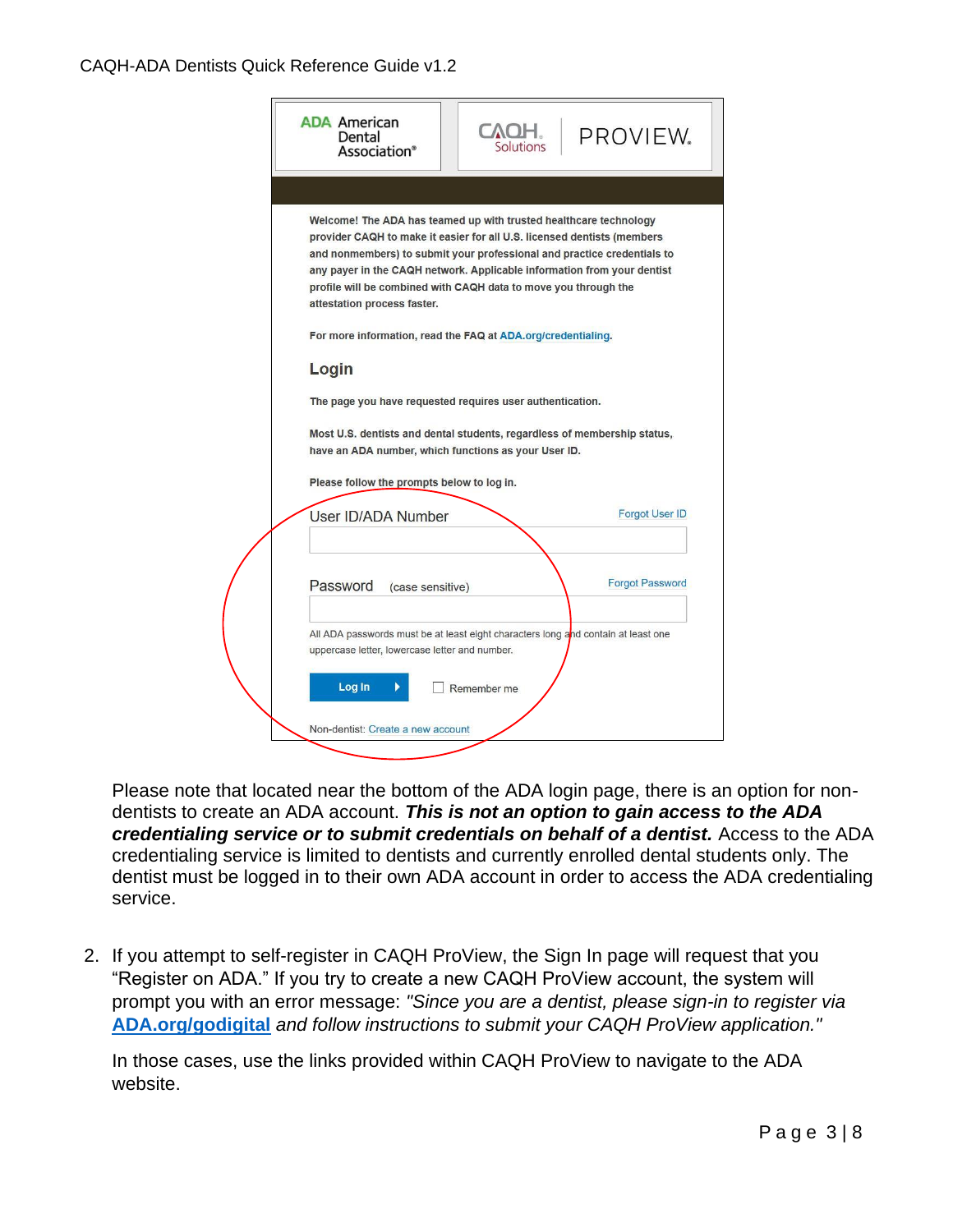Welcome! The ADA has teamed up with trusted healthcare technology provider CAQH to make it easier for all U.S. licensed dentists (members and nonmembers) to submit your professional and practice credentials to any payer in the CAQH network. Applicable information from your dentist profile will be combined with CAQH data to move you through the attestation process faster.

For more information, read the FAQ at ADA.org/credentialing.

**Login**

The page you have requested requires user authentication.

Most U.S. dentists and dental students, regardless of membership status, have an ADA number, which functions as your User ID.

Please follow the prompts below to log in.

User ID/ADA Number — Forgot User ID

Password (case sensitive) — Forgot Password

All ADA passwords must be at least eight characters long and contain at least one uppercase letter, lowercase letter and number.

Log In — Remember me

Non-dentist: Create a new account

Please note that located near the bottom of the ADA login page, there is an option for non-dentists to create an ADA account. ***This is not an option to gain access to the ADA credentialing service or to submit credentials on behalf of a dentist.*** Access to the ADA credentialing service is limited to dentists and currently enrolled dental students only. The dentist must be logged in to their own ADA account in order to access the ADA credentialing service.

2. If you attempt to self-register in CAQH ProView, the Sign In page will request that you "Register on ADA." If you try to create a new CAQH ProView account, the system will prompt you with an error message: *"Since you are a dentist, please sign-in to register via* **ADA.org/godigital** *and follow instructions to submit your CAQH ProView application."*

   In those cases, use the links provided within CAQH ProView to navigate to the ADA website.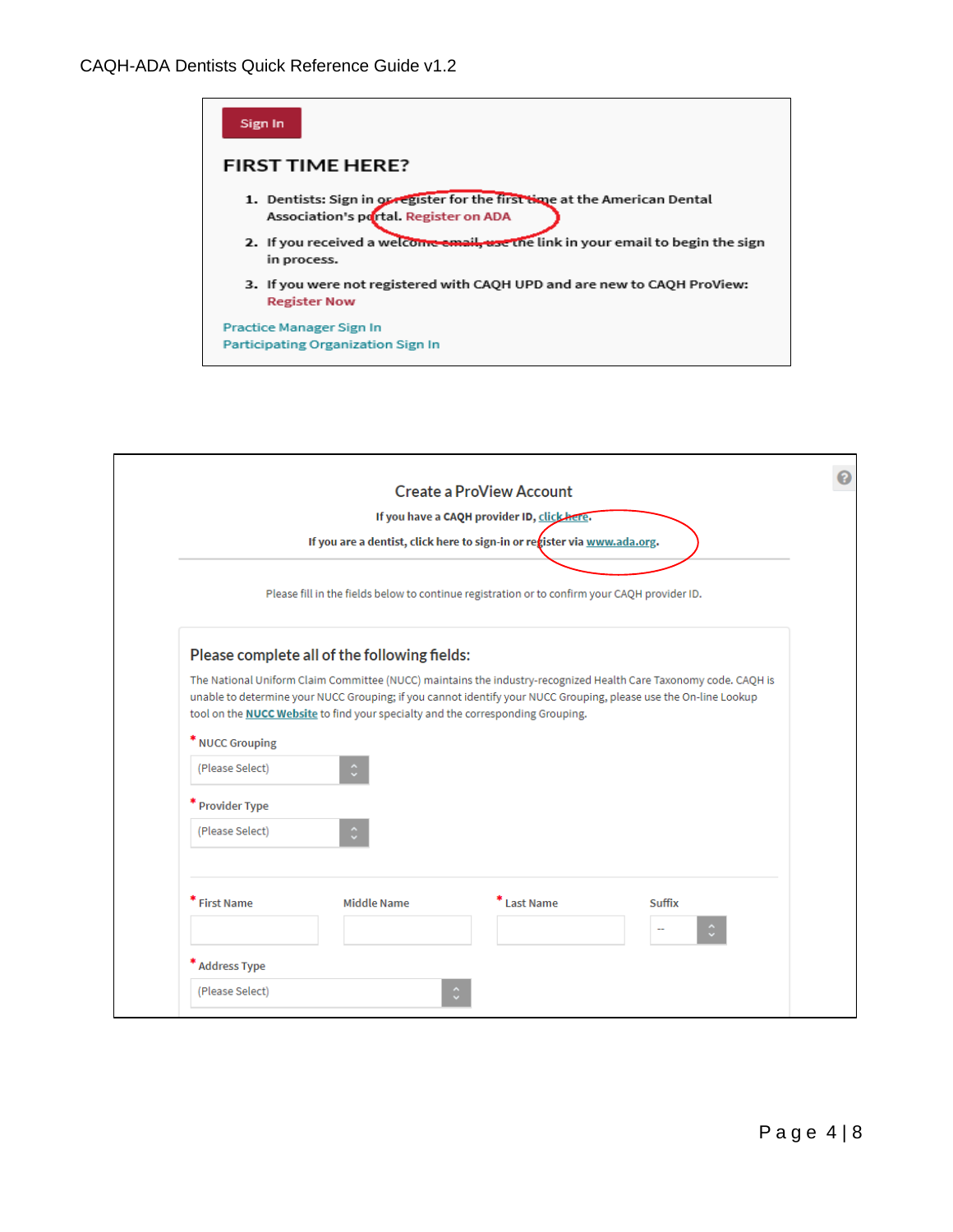Sign In

## FIRST TIME HERE?

1. Dentists: Sign in or register for the first time at the American Dental Association's portal. Register on ADA
2. If you received a welcome email, use the link in your email to begin the sign in process.
3. If you were not registered with CAQH UPD and are new to CAQH ProView: Register Now

Practice Manager Sign In
Participating Organization Sign In

## Create a ProView Account

If you have a CAQH provider ID, click here.

If you are a dentist, click here to sign-in or register via www.ada.org.

Please fill in the fields below to continue registration or to confirm your CAQH provider ID.

### Please complete all of the following fields:

The National Uniform Claim Committee (NUCC) maintains the industry-recognized Health Care Taxonomy code. CAQH is unable to determine your NUCC Grouping; if you cannot identify your NUCC Grouping, please use the On-line Lookup tool on the NUCC Website to find your specialty and the corresponding Grouping.

* NUCC Grouping
(Please Select)

* Provider Type
(Please Select)

* First Name | Middle Name | * Last Name | Suffix --

* Address Type
(Please Select)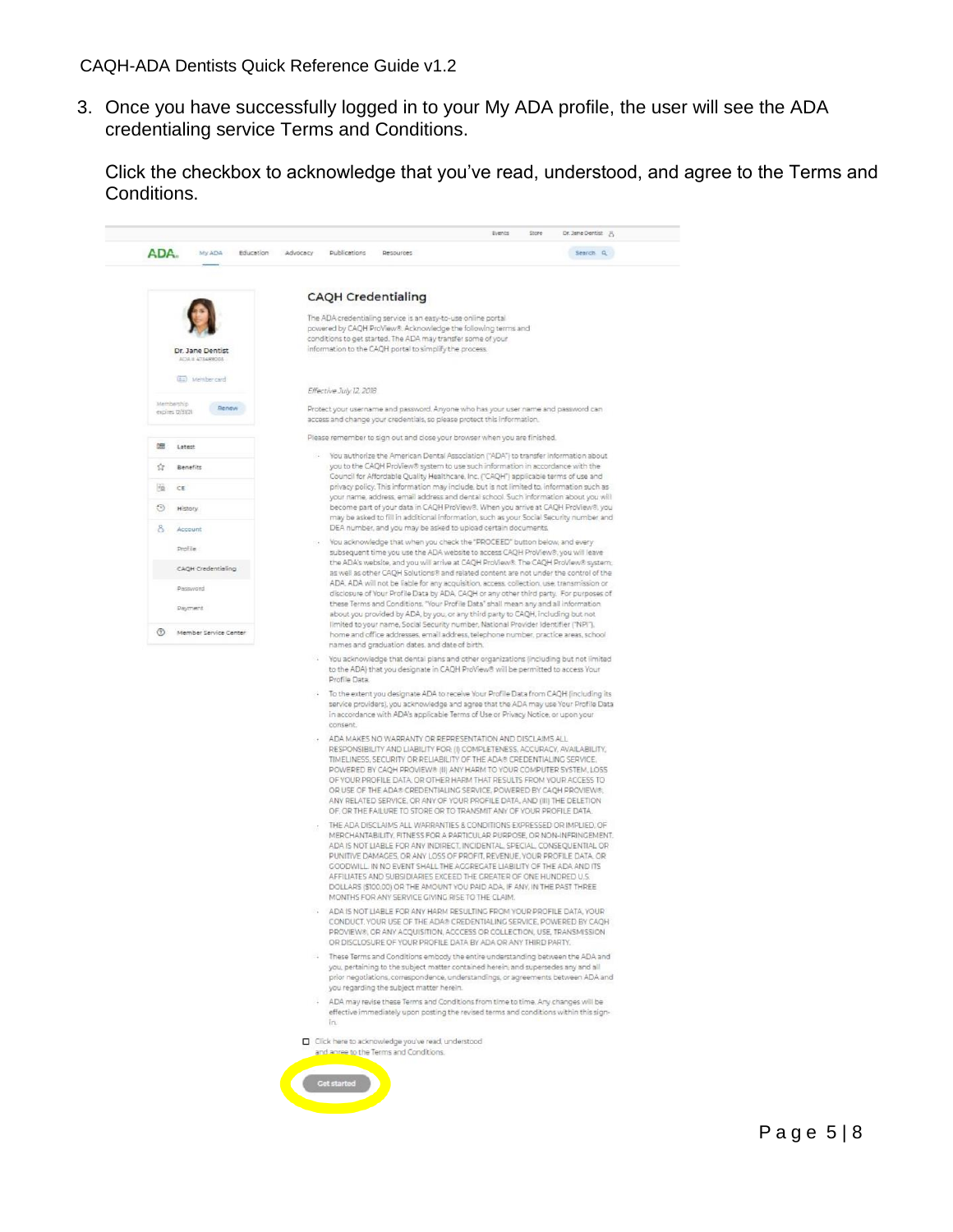3. Once you have successfully logged in to your My ADA profile, the user will see the ADA credentialing service Terms and Conditions.

   Click the checkbox to acknowledge that you've read, understood, and agree to the Terms and Conditions.

Events Store Dr. Jane Dentist

ADA My ADA Education Advocacy Publications Resources Search

Dr. Jane Dentist
ADA # 473488000

Member card

Membership expires 12/31/21 Renew

Latest
Benefits
CE
History
Account
Profile
CAQH Credentialing
Password
Payment
Member Service Center

## CAQH Credentialing

The ADA credentialing service is an easy-to-use online portal powered by CAQH ProView®. Acknowledge the following terms and conditions to get started. The ADA may transfer some of your information to the CAQH portal to simplify the process.

*Effective July 12, 2018*

Protect your username and password. Anyone who has your user name and password can access and change your credentials, so please protect this information.

Please remember to sign out and close your browser when you are finished.

- You authorize the American Dental Association ("ADA") to transfer information about you to the CAQH ProView® system to use such information in accordance with the Council for Affordable Quality Healthcare, Inc. ("CAQH") applicable terms of use and privacy policy. This information may include, but is not limited to, information such as your name, address, email address and dental school. Such information about you will become part of your data in CAQH ProView®. When you arrive at CAQH ProView®, you may be asked to fill in additional information, such as your Social Security number and DEA number, and you may be asked to upload certain documents.
- You acknowledge that when you check the "PROCEED" button below, and every subsequent time you use the ADA website to access CAQH ProView®, you will leave the ADA's website, and you will arrive at CAQH ProView®. The CAQH ProView® system, as well as other CAQH Solutions® and related content are not under the control of the ADA. ADA will not be liable for any acquisition, access, collection, use, transmission or disclosure of Your Profile Data by ADA, CAQH or any other third party. For purposes of these Terms and Conditions, "Your Profile Data" shall mean any and all information about you provided by ADA, by you, or any third party to CAQH, including but not limited to your name, Social Security number, National Provider Identifier ("NPI"), home and office addresses, email address, telephone number, practice areas, school names and graduation dates, and date of birth.
- You acknowledge that dental plans and other organizations (including but not limited to the ADA) that you designate in CAQH ProView® will be permitted to access Your Profile Data.
- To the extent you designate ADA to receive Your Profile Data from CAQH (including its service providers), you acknowledge and agree that the ADA may use Your Profile Data in accordance with ADA's applicable Terms of Use or Privacy Notice, or upon your consent.
- ADA MAKES NO WARRANTY OR REPRESENTATION AND DISCLAIMS ALL RESPONSIBILITY AND LIABILITY FOR: (I) COMPLETENESS, ACCURACY, AVAILABILITY, TIMELINESS, SECURITY OR RELIABILITY OF THE ADA® CREDENTIALING SERVICE, POWERED BY CAQH PROVIEW® (II) ANY HARM TO YOUR COMPUTER SYSTEM, LOSS OF YOUR PROFILE DATA, OR OTHER HARM THAT RESULTS FROM YOUR ACCESS TO OR USE OF THE ADA® CREDENTIALING SERVICE, POWERED BY CAQH PROVIEW®, ANY RELATED SERVICE, OR ANY OF YOUR PROFILE DATA, AND (III) THE DELETION OF, OR THE FAILURE TO STORE OR TO TRANSMIT ANY OF YOUR PROFILE DATA.
- THE ADA DISCLAIMS ALL WARRANTIES & CONDITIONS EXPRESSED OR IMPLIED, OF MERCHANTABILITY, FITNESS FOR A PARTICULAR PURPOSE, OR NON-INFRINGEMENT. ADA IS NOT LIABLE FOR ANY INDIRECT, INCIDENTAL, SPECIAL, CONSEQUENTIAL OR PUNITIVE DAMAGES, OR ANY LOSS OF PROFIT, REVENUE, YOUR PROFILE DATA, OR GOODWILL. IN NO EVENT SHALL THE AGGREGATE LIABILITY OF THE ADA AND ITS AFFILIATES AND SUBSIDIARIES EXCEED THE GREATER OF ONE HUNDRED U.S. DOLLARS ($100.00) OR THE AMOUNT YOU PAID ADA, IF ANY, IN THE PAST THREE MONTHS FOR ANY SERVICE GIVING RISE TO THE CLAIM.
- ADA IS NOT LIABLE FOR ANY HARM RESULTING FROM YOUR PROFILE DATA, YOUR CONDUCT, YOUR USE OF THE ADA® CREDENTIALING SERVICE, POWERED BY CAQH PROVIEW®, OR ANY ACQUISITION, ACCCESS OR COLLECTION, USE, TRANSMISSION OR DISCLOSURE OF YOUR PROFILE DATA BY ADA OR ANY THIRD PARTY.
- These Terms and Conditions embody the entire understanding between the ADA and you, pertaining to the subject matter contained herein, and supersedes any and all prior negotiations, correspondence, understandings, or agreements between ADA and you regarding the subject matter herein.
- ADA may revise these Terms and Conditions from time to time. Any changes will be effective immediately upon posting the revised terms and conditions within this sign-in.

☐ Click here to acknowledge you've read, understood and agree to the Terms and Conditions.

Get started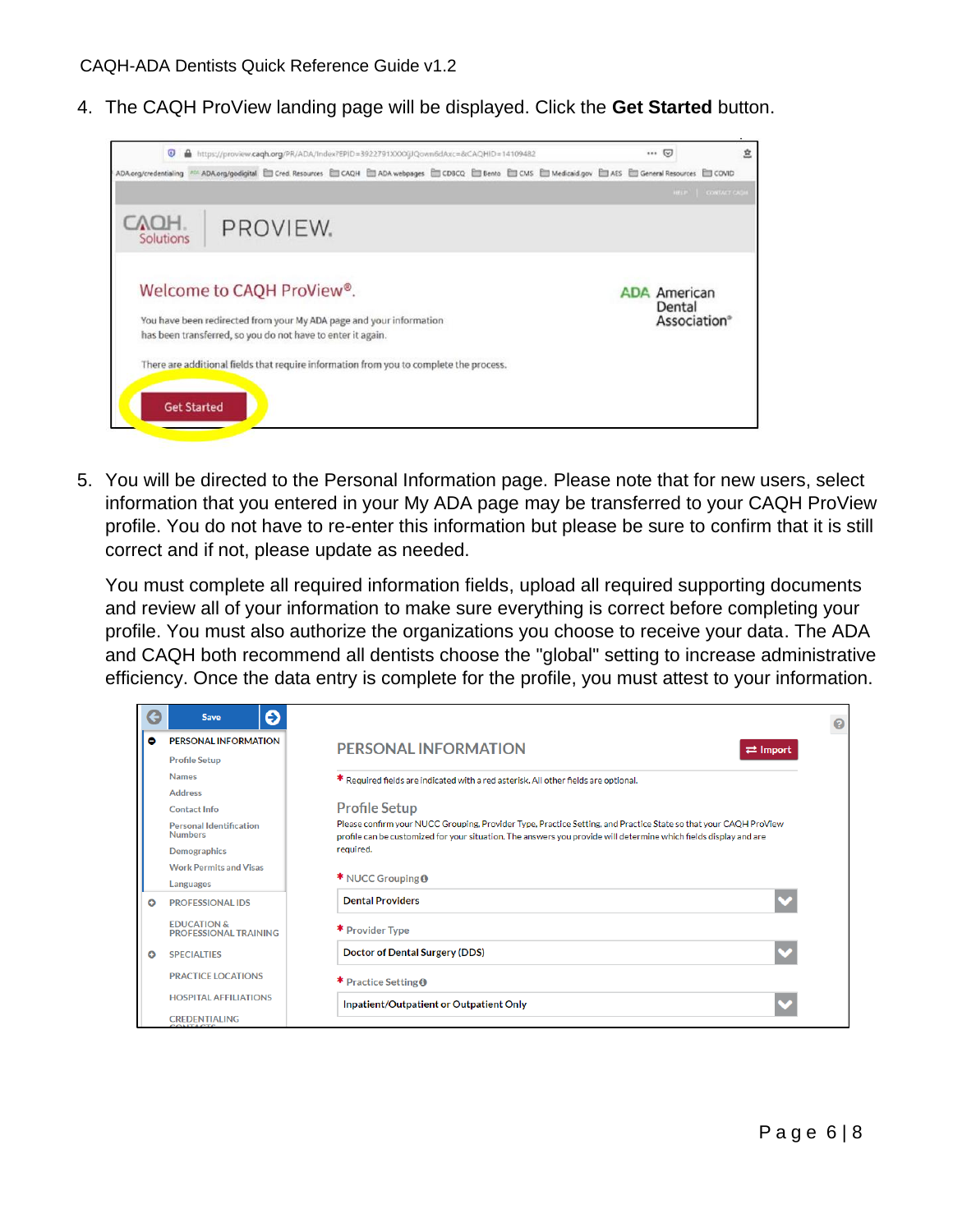4. The CAQH ProView landing page will be displayed. Click the **Get Started** button.

5. You will be directed to the Personal Information page. Please note that for new users, select information that you entered in your My ADA page may be transferred to your CAQH ProView profile. You do not have to re-enter this information but please be sure to confirm that it is still correct and if not, please update as needed.

   You must complete all required information fields, upload all required supporting documents and review all of your information to make sure everything is correct before completing your profile. You must also authorize the organizations you choose to receive your data. The ADA and CAQH both recommend all dentists choose the "global" setting to increase administrative efficiency. Once the data entry is complete for the profile, you must attest to your information.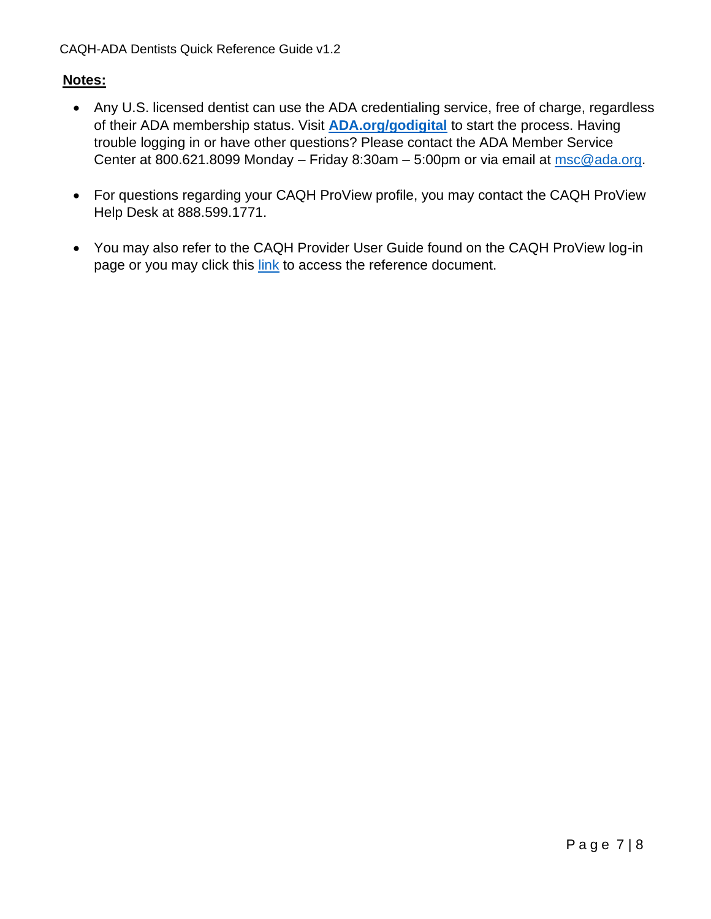**Notes:**

- Any U.S. licensed dentist can use the ADA credentialing service, free of charge, regardless of their ADA membership status. Visit **ADA.org/godigital** to start the process. Having trouble logging in or have other questions? Please contact the ADA Member Service Center at 800.621.8099 Monday – Friday 8:30am – 5:00pm or via email at msc@ada.org.

- For questions regarding your CAQH ProView profile, you may contact the CAQH ProView Help Desk at 888.599.1771.

- You may also refer to the CAQH Provider User Guide found on the CAQH ProView log-in page or you may click this link to access the reference document.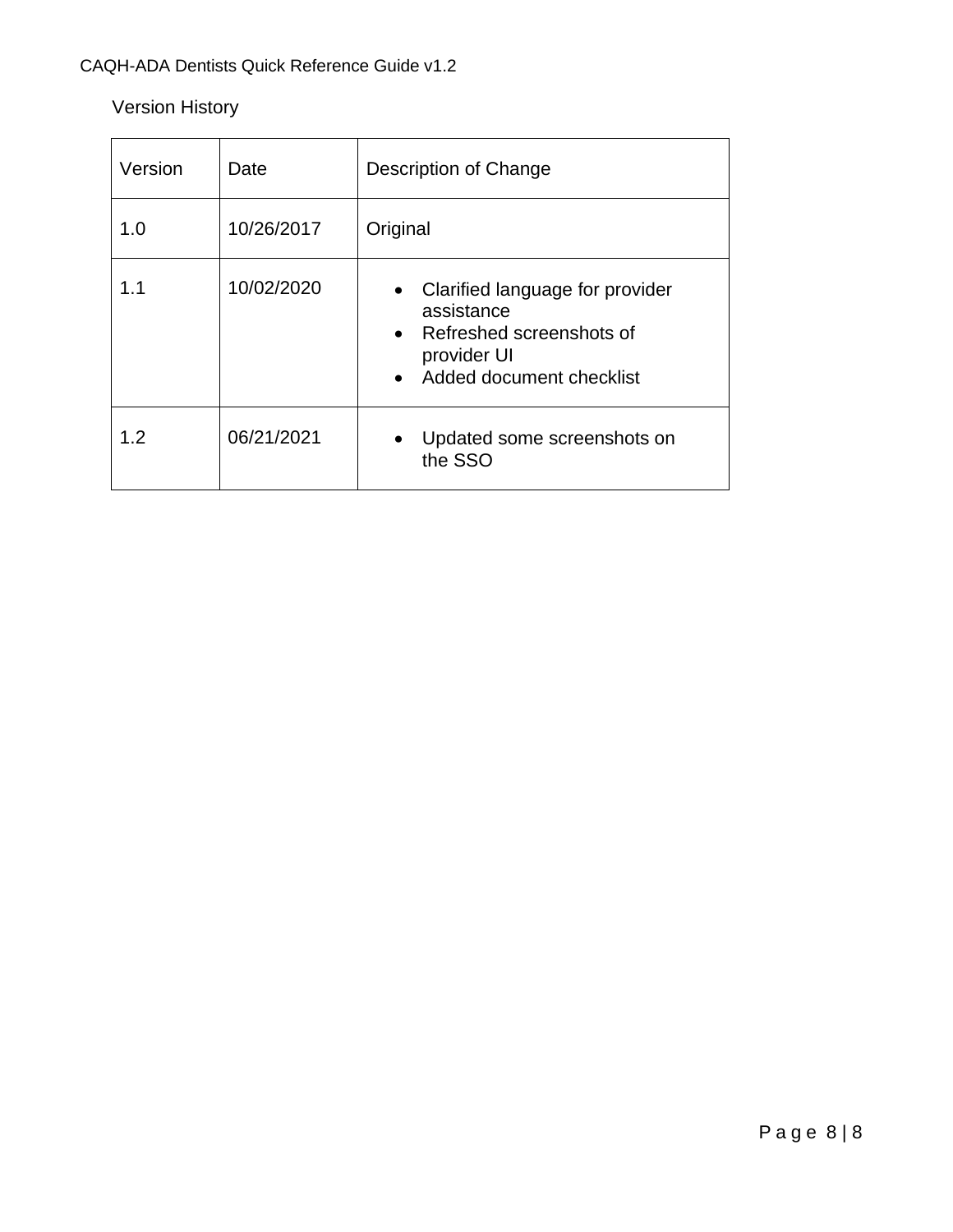Version History

| Version | Date | Description of Change |
| --- | --- | --- |
| 1.0 | 10/26/2017 | Original |
| 1.1 | 10/02/2020 | • Clarified language for provider assistance<br>• Refreshed screenshots of provider UI<br>• Added document checklist |
| 1.2 | 06/21/2021 | • Updated some screenshots on the SSO |